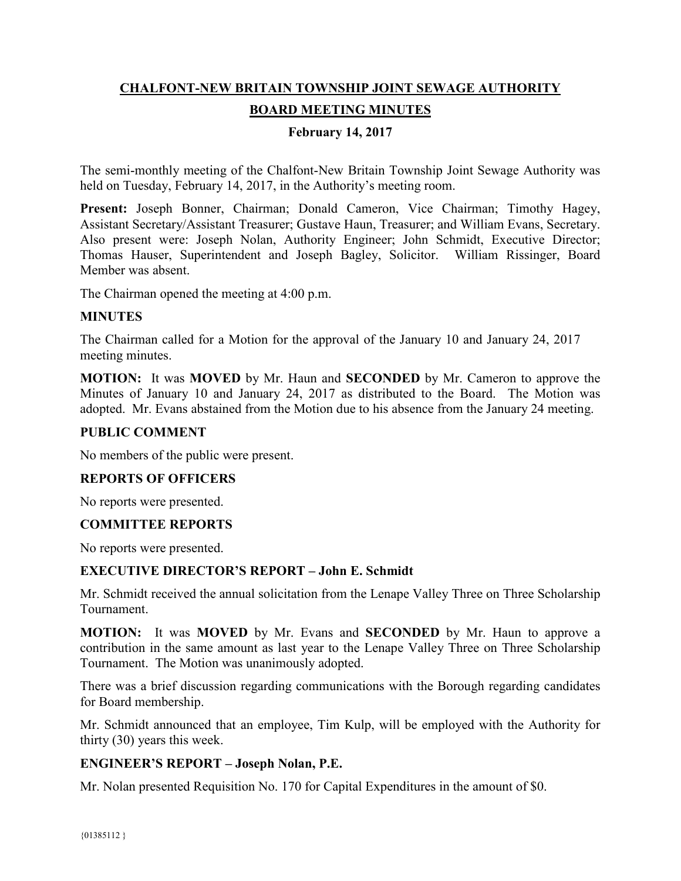# CHALFONT-NEW BRITAIN TOWNSHIP JOINT SEWAGE AUTHORITY

## BOARD MEETING MINUTES

**February 14, 2017**

The semi-monthly meeting of the Chalfont-New Britain Township Joint Sewage Authority was held on Tuesday, February 14, 2017, in the Authority's meeting room.

**Present:** Joseph Bonner, Chairman; Donald Cameron, Vice Chairman; Timothy Hagey, Assistant Secretary/Assistant Treasurer; Gustave Haun, Treasurer; and William Evans, Secretary. Also present were: Joseph Nolan, Authority Engineer; John Schmidt, Executive Director; Thomas Hauser, Superintendent and Joseph Bagley, Solicitor. William Rissinger, Board Member was absent.

The Chairman opened the meeting at 4:00 p.m.

### MINUTES

The Chairman called for a Motion for the approval of the January 10 and January 24, 2017 meeting minutes.

**MOTION:** It was **MOVED** by Mr. Haun and **SECONDED** by Mr. Cameron to approve the Minutes of January 10 and January 24, 2017 as distributed to the Board. The Motion was adopted. Mr. Evans abstained from the Motion due to his absence from the January 24 meeting.

### PUBLIC COMMENT

No members of the public were present.

### REPORTS OF OFFICERS

No reports were presented.

### COMMITTEE REPORTS

No reports were presented.

### EXECUTIVE DIRECTOR'S REPORT – John E. Schmidt

Mr. Schmidt received the annual solicitation from the Lenape Valley Three on Three Scholarship Tournament.

**MOTION:** It was **MOVED** by Mr. Evans and **SECONDED** by Mr. Haun to approve a contribution in the same amount as last year to the Lenape Valley Three on Three Scholarship Tournament. The Motion was unanimously adopted.

There was a brief discussion regarding communications with the Borough regarding candidates for Board membership.

Mr. Schmidt announced that an employee, Tim Kulp, will be employed with the Authority for thirty (30) years this week.

### ENGINEER'S REPORT – Joseph Nolan, P.E.

Mr. Nolan presented Requisition No. 170 for Capital Expenditures in the amount of $0.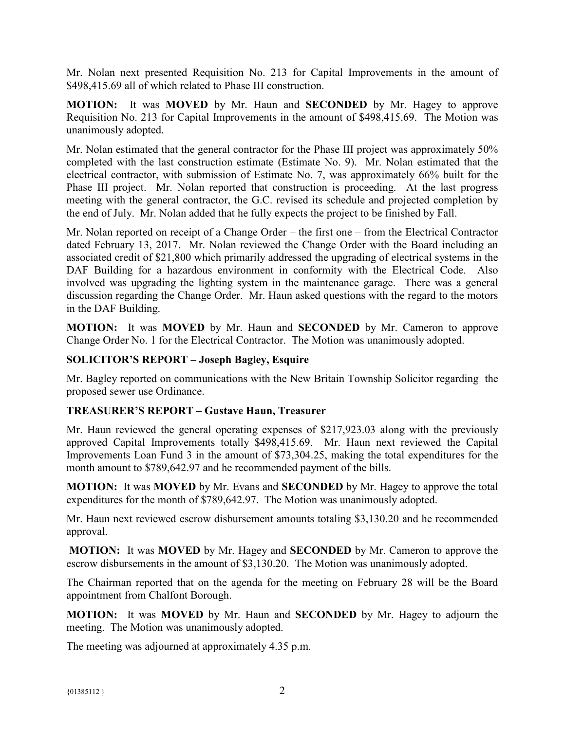Mr. Nolan next presented Requisition No. 213 for Capital Improvements in the amount of $498,415.69 all of which related to Phase III construction.

**MOTION:** It was **MOVED** by Mr. Haun and **SECONDED** by Mr. Hagey to approve Requisition No. 213 for Capital Improvements in the amount of $498,415.69. The Motion was unanimously adopted.

Mr. Nolan estimated that the general contractor for the Phase III project was approximately 50% completed with the last construction estimate (Estimate No. 9). Mr. Nolan estimated that the electrical contractor, with submission of Estimate No. 7, was approximately 66% built for the Phase III project. Mr. Nolan reported that construction is proceeding. At the last progress meeting with the general contractor, the G.C. revised its schedule and projected completion by the end of July. Mr. Nolan added that he fully expects the project to be finished by Fall.

Mr. Nolan reported on receipt of a Change Order – the first one – from the Electrical Contractor dated February 13, 2017. Mr. Nolan reviewed the Change Order with the Board including an associated credit of $21,800 which primarily addressed the upgrading of electrical systems in the DAF Building for a hazardous environment in conformity with the Electrical Code. Also involved was upgrading the lighting system in the maintenance garage. There was a general discussion regarding the Change Order. Mr. Haun asked questions with the regard to the motors in the DAF Building.

**MOTION:** It was **MOVED** by Mr. Haun and **SECONDED** by Mr. Cameron to approve Change Order No. 1 for the Electrical Contractor. The Motion was unanimously adopted.

**SOLICITOR'S REPORT – Joseph Bagley, Esquire**

Mr. Bagley reported on communications with the New Britain Township Solicitor regarding the proposed sewer use Ordinance.

**TREASURER'S REPORT – Gustave Haun, Treasurer**

Mr. Haun reviewed the general operating expenses of $217,923.03 along with the previously approved Capital Improvements totally $498,415.69. Mr. Haun next reviewed the Capital Improvements Loan Fund 3 in the amount of $73,304.25, making the total expenditures for the month amount to $789,642.97 and he recommended payment of the bills.

**MOTION:** It was **MOVED** by Mr. Evans and **SECONDED** by Mr. Hagey to approve the total expenditures for the month of $789,642.97. The Motion was unanimously adopted.

Mr. Haun next reviewed escrow disbursement amounts totaling $3,130.20 and he recommended approval.

**MOTION:** It was **MOVED** by Mr. Hagey and **SECONDED** by Mr. Cameron to approve the escrow disbursements in the amount of $3,130.20. The Motion was unanimously adopted.

The Chairman reported that on the agenda for the meeting on February 28 will be the Board appointment from Chalfont Borough.

**MOTION:** It was **MOVED** by Mr. Haun and **SECONDED** by Mr. Hagey to adjourn the meeting. The Motion was unanimously adopted.

The meeting was adjourned at approximately 4.35 p.m.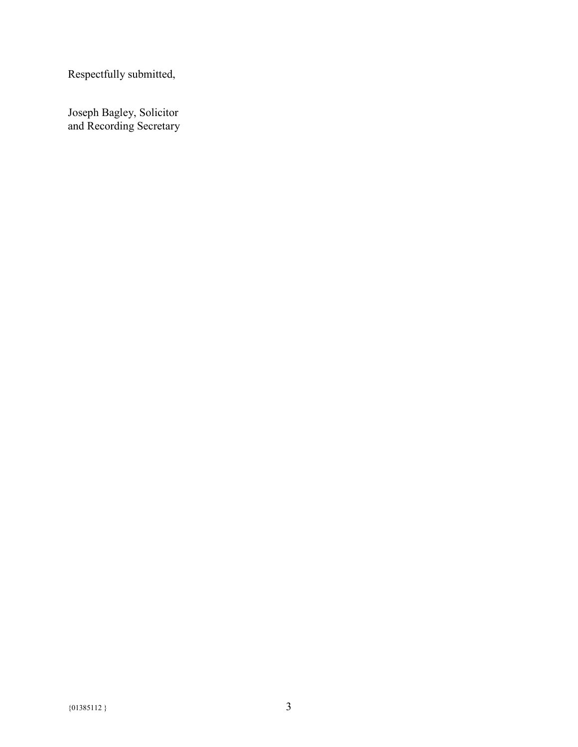Respectfully submitted,

Joseph Bagley, Solicitor
and Recording Secretary

{01385112 }